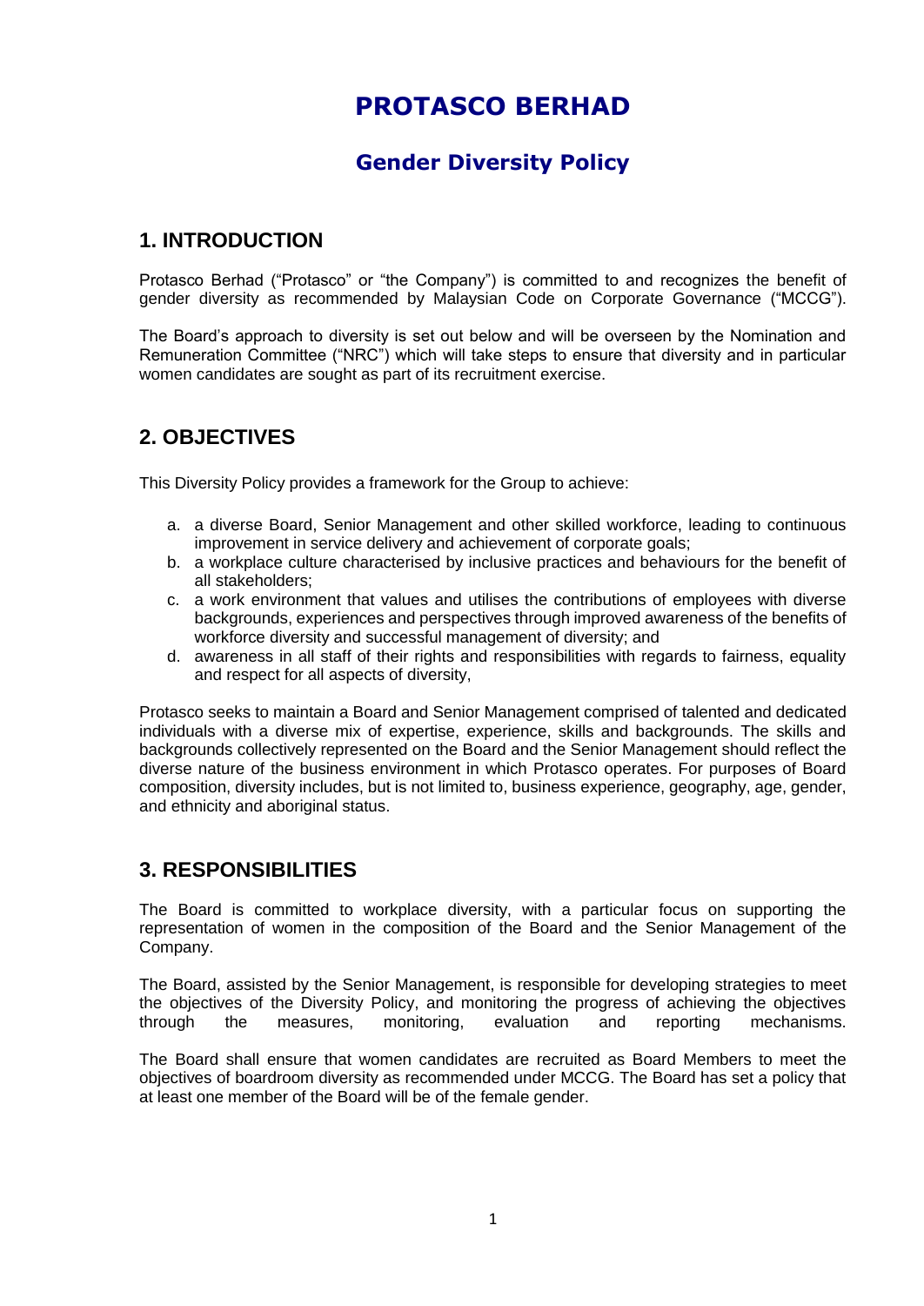# PROTASCO BERHAD

## Gender Diversity Policy

### 1. INTRODUCTION

Protasco Berhad ("Protasco" or "the Company") is committed to and recognizes the benefit of gender diversity as recommended by Malaysian Code on Corporate Governance ("MCCG").

The Board's approach to diversity is set out below and will be overseen by the Nomination and Remuneration Committee ("NRC") which will take steps to ensure that diversity and in particular women candidates are sought as part of its recruitment exercise.

### 2. OBJECTIVES

This Diversity Policy provides a framework for the Group to achieve:

a. a diverse Board, Senior Management and other skilled workforce, leading to continuous improvement in service delivery and achievement of corporate goals;
b. a workplace culture characterised by inclusive practices and behaviours for the benefit of all stakeholders;
c. a work environment that values and utilises the contributions of employees with diverse backgrounds, experiences and perspectives through improved awareness of the benefits of workforce diversity and successful management of diversity; and
d. awareness in all staff of their rights and responsibilities with regards to fairness, equality and respect for all aspects of diversity,

Protasco seeks to maintain a Board and Senior Management comprised of talented and dedicated individuals with a diverse mix of expertise, experience, skills and backgrounds. The skills and backgrounds collectively represented on the Board and the Senior Management should reflect the diverse nature of the business environment in which Protasco operates. For purposes of Board composition, diversity includes, but is not limited to, business experience, geography, age, gender, and ethnicity and aboriginal status.

### 3. RESPONSIBILITIES

The Board is committed to workplace diversity, with a particular focus on supporting the representation of women in the composition of the Board and the Senior Management of the Company.

The Board, assisted by the Senior Management, is responsible for developing strategies to meet the objectives of the Diversity Policy, and monitoring the progress of achieving the objectives through the measures, monitoring, evaluation and reporting mechanisms.

The Board shall ensure that women candidates are recruited as Board Members to meet the objectives of boardroom diversity as recommended under MCCG. The Board has set a policy that at least one member of the Board will be of the female gender.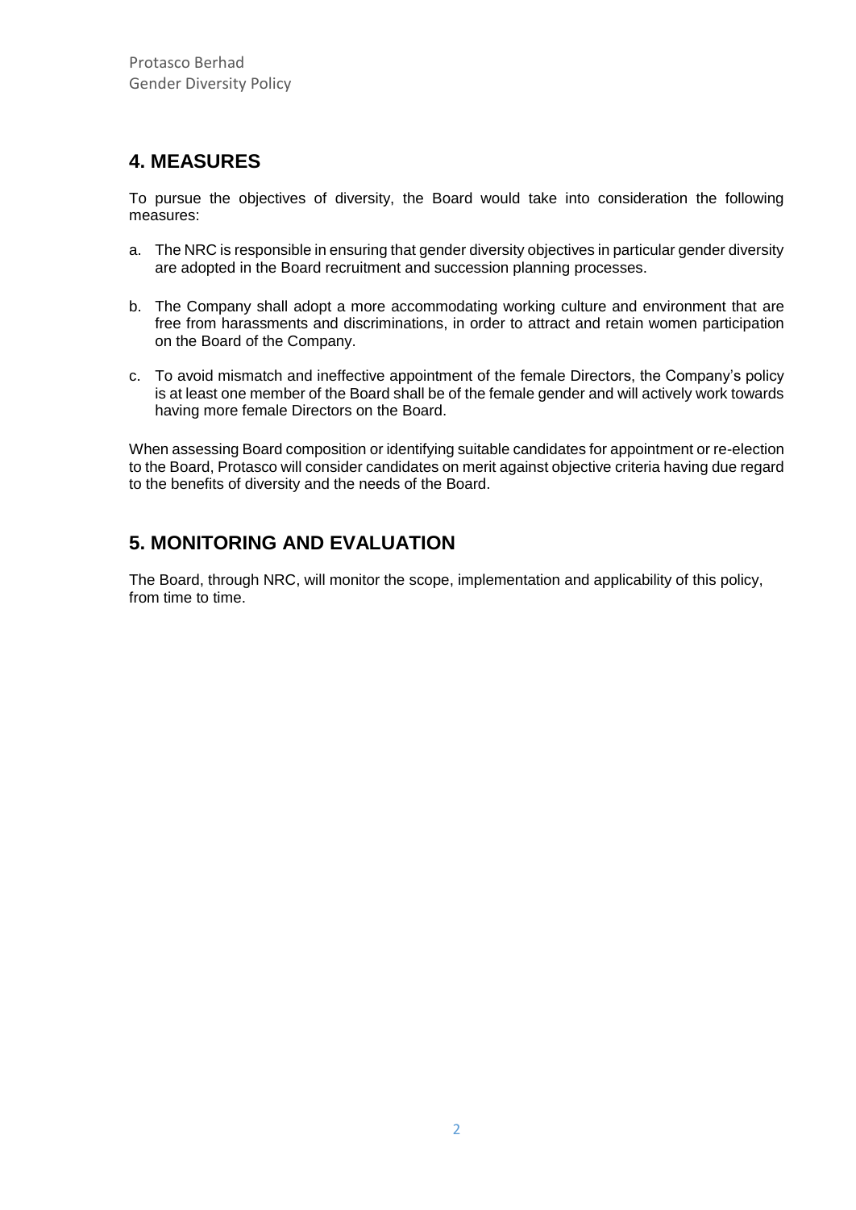## 4. MEASURES

To pursue the objectives of diversity, the Board would take into consideration the following measures:

a. The NRC is responsible in ensuring that gender diversity objectives in particular gender diversity are adopted in the Board recruitment and succession planning processes.

b. The Company shall adopt a more accommodating working culture and environment that are free from harassments and discriminations, in order to attract and retain women participation on the Board of the Company.

c. To avoid mismatch and ineffective appointment of the female Directors, the Company's policy is at least one member of the Board shall be of the female gender and will actively work towards having more female Directors on the Board.

When assessing Board composition or identifying suitable candidates for appointment or re-election to the Board, Protasco will consider candidates on merit against objective criteria having due regard to the benefits of diversity and the needs of the Board.

## 5. MONITORING AND EVALUATION

The Board, through NRC, will monitor the scope, implementation and applicability of this policy, from time to time.